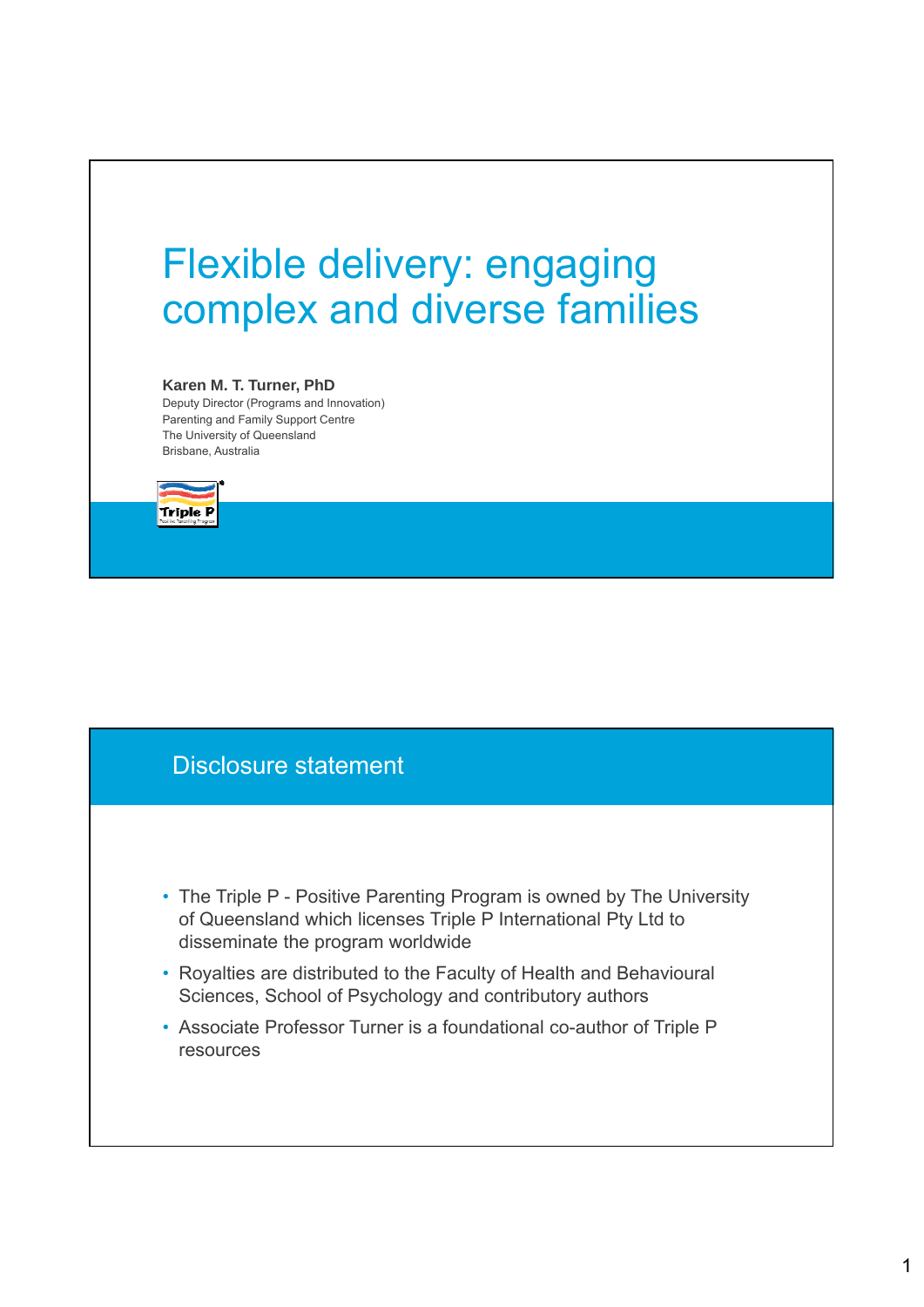# Flexible delivery: engaging complex and diverse families

**Karen M. T. Turner, PhD**

Deputy Director (Programs and Innovation)
Parenting and Family Support Centre
The University of Queensland
Brisbane, Australia

## Disclosure statement

- The Triple P - Positive Parenting Program is owned by The University of Queensland which licenses Triple P International Pty Ltd to disseminate the program worldwide
- Royalties are distributed to the Faculty of Health and Behavioural Sciences, School of Psychology and contributory authors
- Associate Professor Turner is a foundational co-author of Triple P resources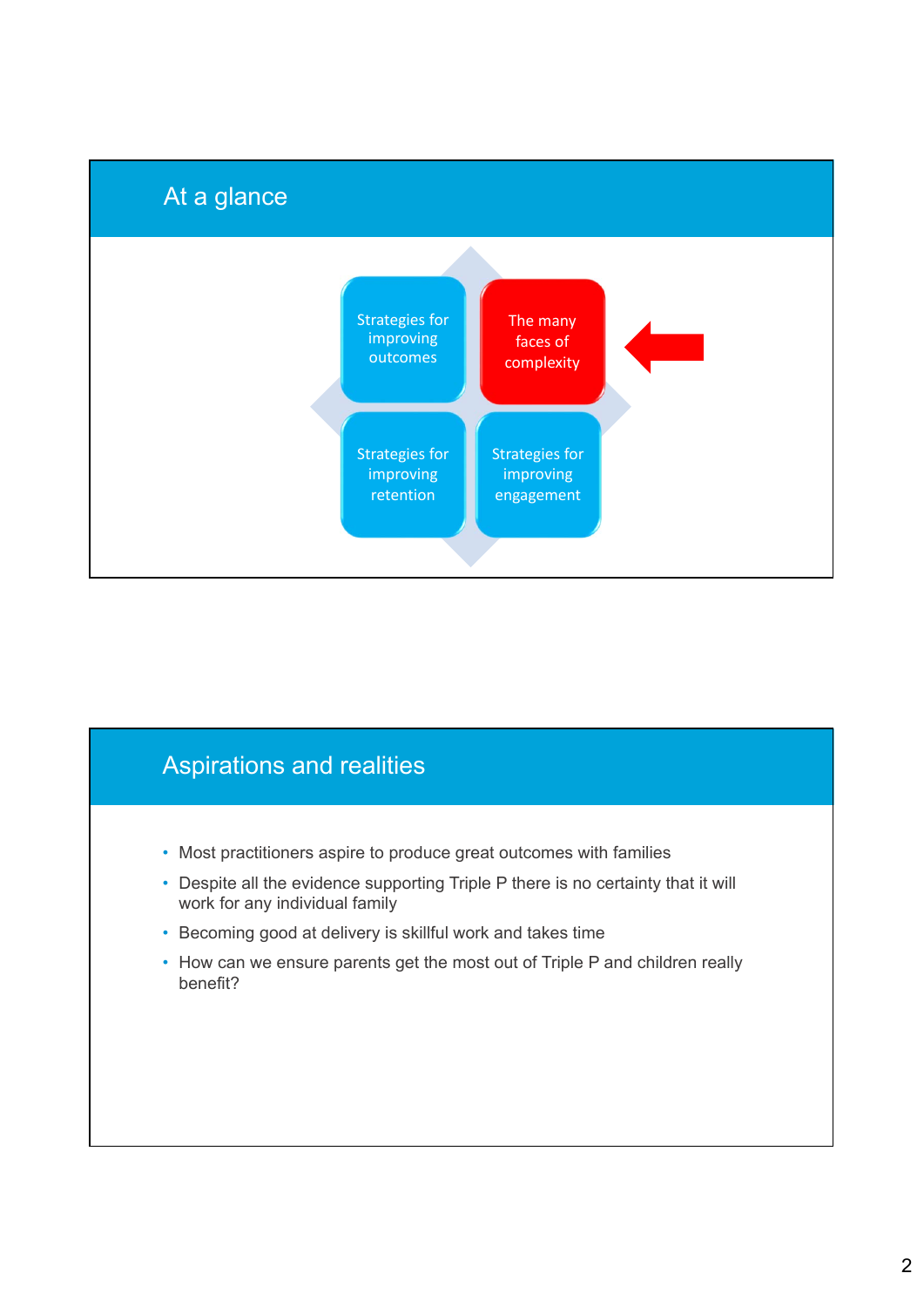## At a glance

Strategies for improving outcomes

The many faces of complexity

Strategies for improving retention

Strategies for improving engagement

## Aspirations and realities

- Most practitioners aspire to produce great outcomes with families
- Despite all the evidence supporting Triple P there is no certainty that it will work for any individual family
- Becoming good at delivery is skillful work and takes time
- How can we ensure parents get the most out of Triple P and children really benefit?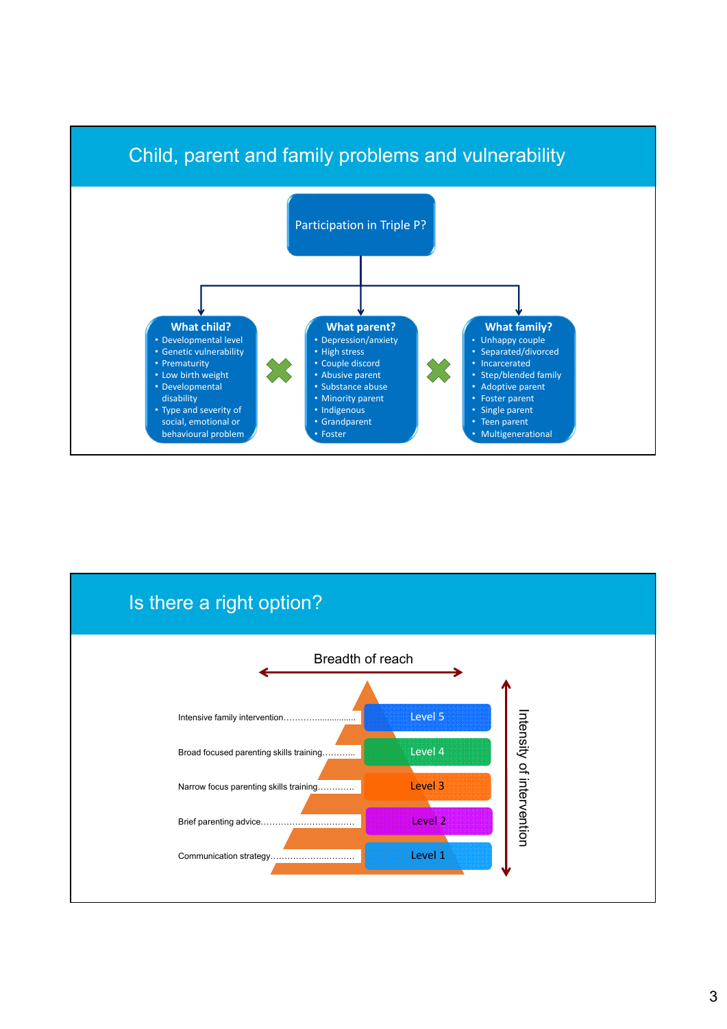## Child, parent and family problems and vulnerability

**Participation in Triple P?**

**What child?**
- Developmental level
- Genetic vulnerability
- Prematurity
- Low birth weight
- Developmental disability
- Type and severity of social, emotional or behavioural problem

**What parent?**
- Depression/anxiety
- High stress
- Couple discord
- Abusive parent
- Substance abuse
- Minority parent
- Indigenous
- Grandparent
- Foster

**What family?**
- Unhappy couple
- Separated/divorced
- Incarcerated
- Step/blended family
- Adoptive parent
- Foster parent
- Single parent
- Teen parent
- Multigenerational

## Is there a right option?

Breadth of reach

Intensity of intervention

| Intervention | Level |
|---|---|
| Intensive family intervention | Level 5 |
| Broad focused parenting skills training | Level 4 |
| Narrow focus parenting skills training | Level 3 |
| Brief parenting advice | Level 2 |
| Communication strategy | Level 1 |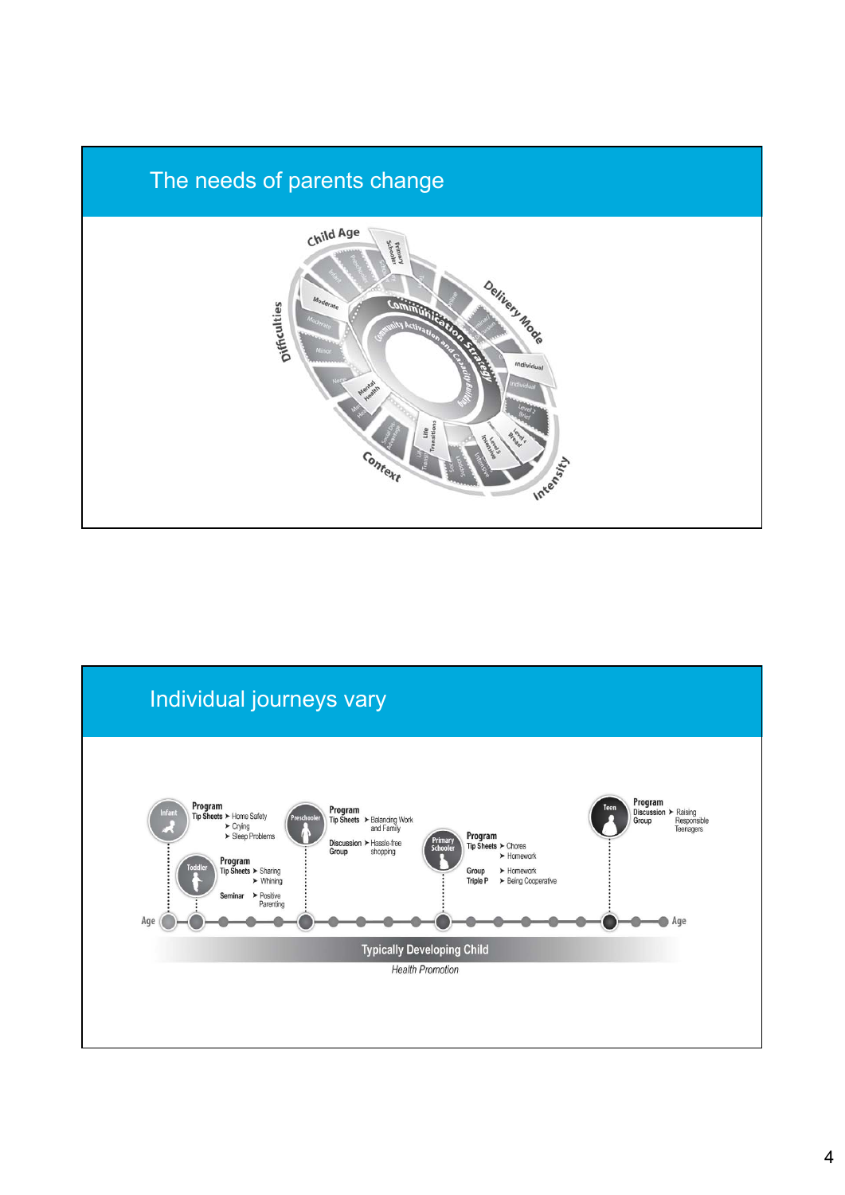## The needs of parents change

Child Age

Primary Schooler

Delivery Mode

Individual

Intensity

Context

Difficulties

Moderate

Mental Health

Life Transitions

Communication Strategy

Community Activation and Capacity Building

## Individual journeys vary

**Infant** — Program Tip Sheets ➤ Home Safety ➤ Crying ➤ Sleep Problems

**Toddler** — Program Tip Sheets ➤ Sharing ➤ Whining; Seminar ➤ Positive Parenting

**Preschooler** — Program Tip Sheets ➤ Balancing Work and Family; Discussion Group ➤ Hassle-free shopping

**Primary Schooler** — Program Tip Sheets ➤ Chores ➤ Homework; Group Triple P ➤ Homework ➤ Being Cooperative

**Teen** — Program Discussion Group ➤ Raising Responsible Teenagers

Age — Age

Typically Developing Child

*Health Promotion*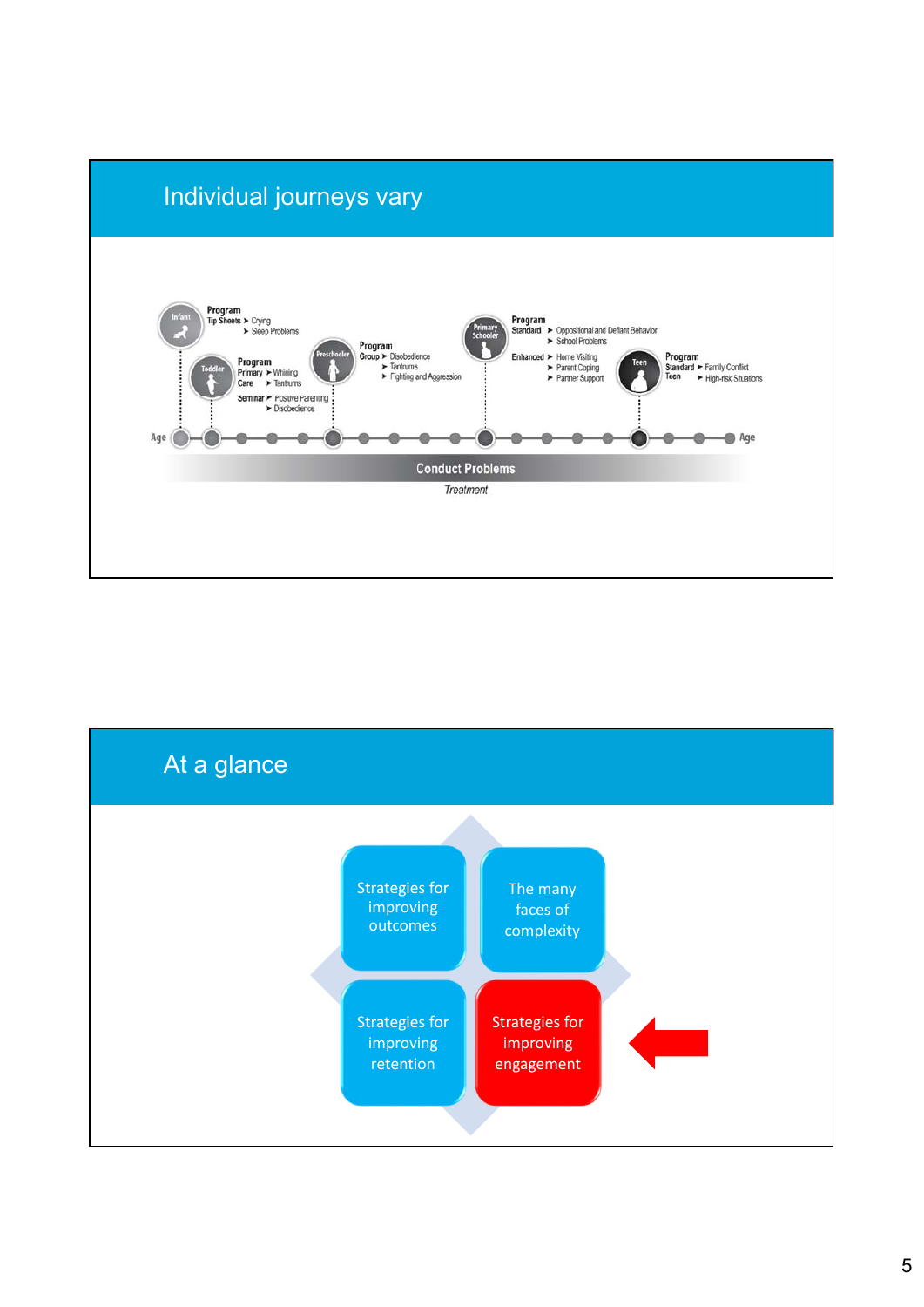## Individual journeys vary

**Program** Tip Sheets
- Crying
- Sleep Problems

**Program** Primary Care
- Whining
- Tantrums

Seminar
- Positive Parenting
- Disobedience

**Program** Group
- Disobedience
- Tantrums
- Fighting and Aggression

**Program** Standard
- Oppositional and Defiant Behavior
- School Problems

Enhanced
- Home Visiting
- Parent Coping
- Partner Support

**Program** Standard Teen
- Family Conflict
- High-risk Situations

Infant · Toddler · Preschooler · Primary Schooler · Teen

Age — Age

**Conduct Problems**

*Treatment*

## At a glance

- Strategies for improving outcomes
- The many faces of complexity
- Strategies for improving retention
- Strategies for improving engagement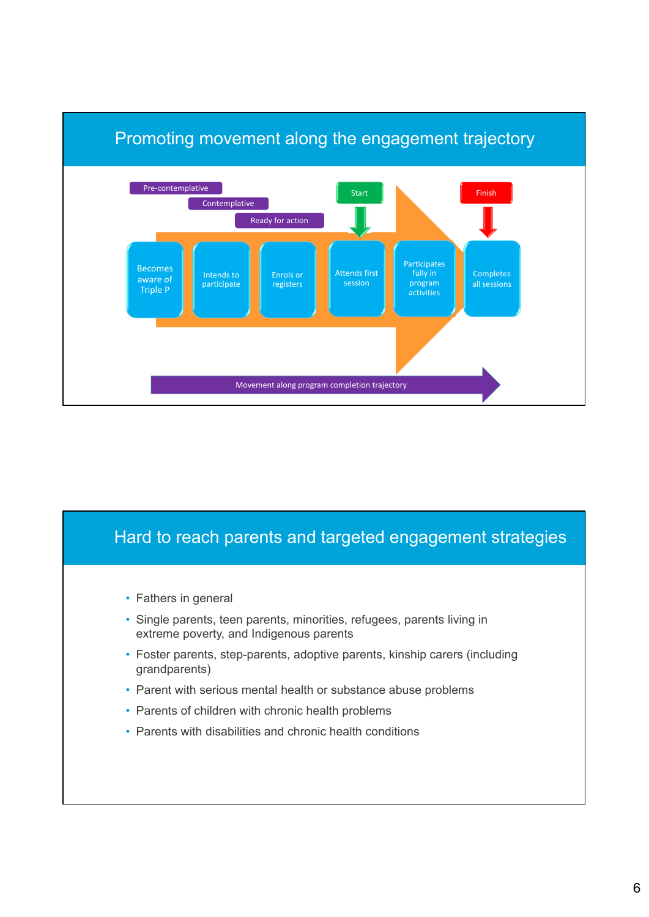## Promoting movement along the engagement trajectory

Pre-contemplative

Contemplative

Ready for action

Start

Finish

Becomes aware of Triple P → Intends to participate → Enrols or registers → Attends first session → Participates fully in program activities → Completes all sessions

Movement along program completion trajectory

## Hard to reach parents and targeted engagement strategies

- Fathers in general
- Single parents, teen parents, minorities, refugees, parents living in extreme poverty, and Indigenous parents
- Foster parents, step-parents, adoptive parents, kinship carers (including grandparents)
- Parent with serious mental health or substance abuse problems
- Parents of children with chronic health problems
- Parents with disabilities and chronic health conditions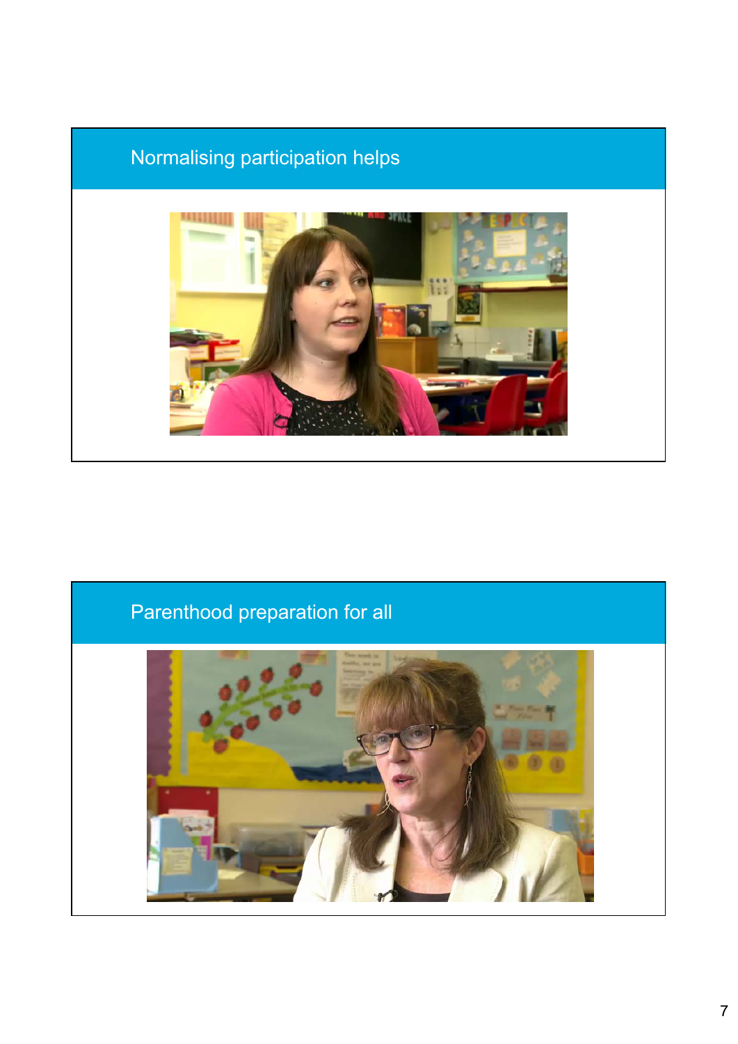## Normalising participation helps

## Parenthood preparation for all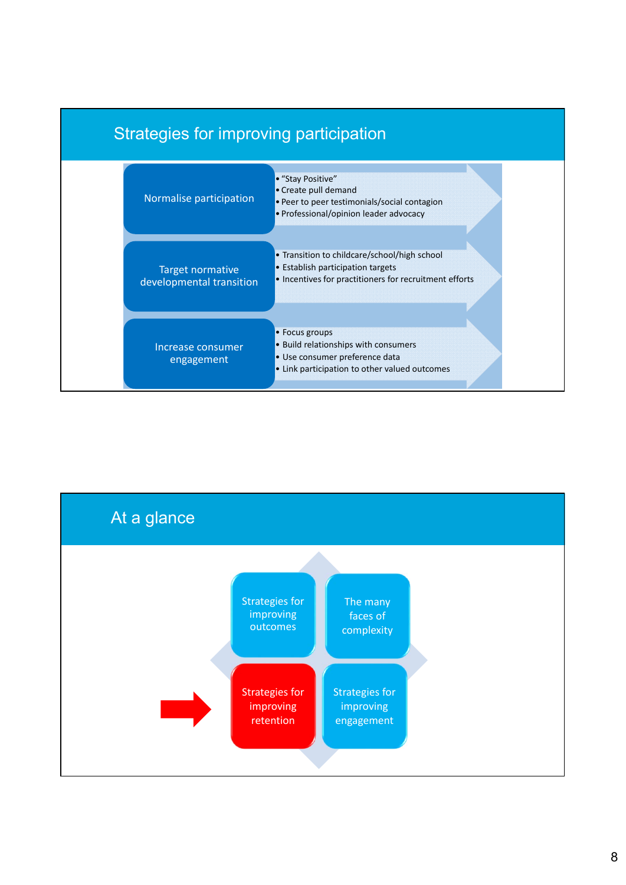## Strategies for improving participation

**Normalise participation**

- "Stay Positive"
- Create pull demand
- Peer to peer testimonials/social contagion
- Professional/opinion leader advocacy

**Target normative developmental transition**

- Transition to childcare/school/high school
- Establish participation targets
- Incentives for practitioners for recruitment efforts

**Increase consumer engagement**

- Focus groups
- Build relationships with consumers
- Use consumer preference data
- Link participation to other valued outcomes

## At a glance

- Strategies for improving outcomes
- The many faces of complexity
- Strategies for improving retention
- Strategies for improving engagement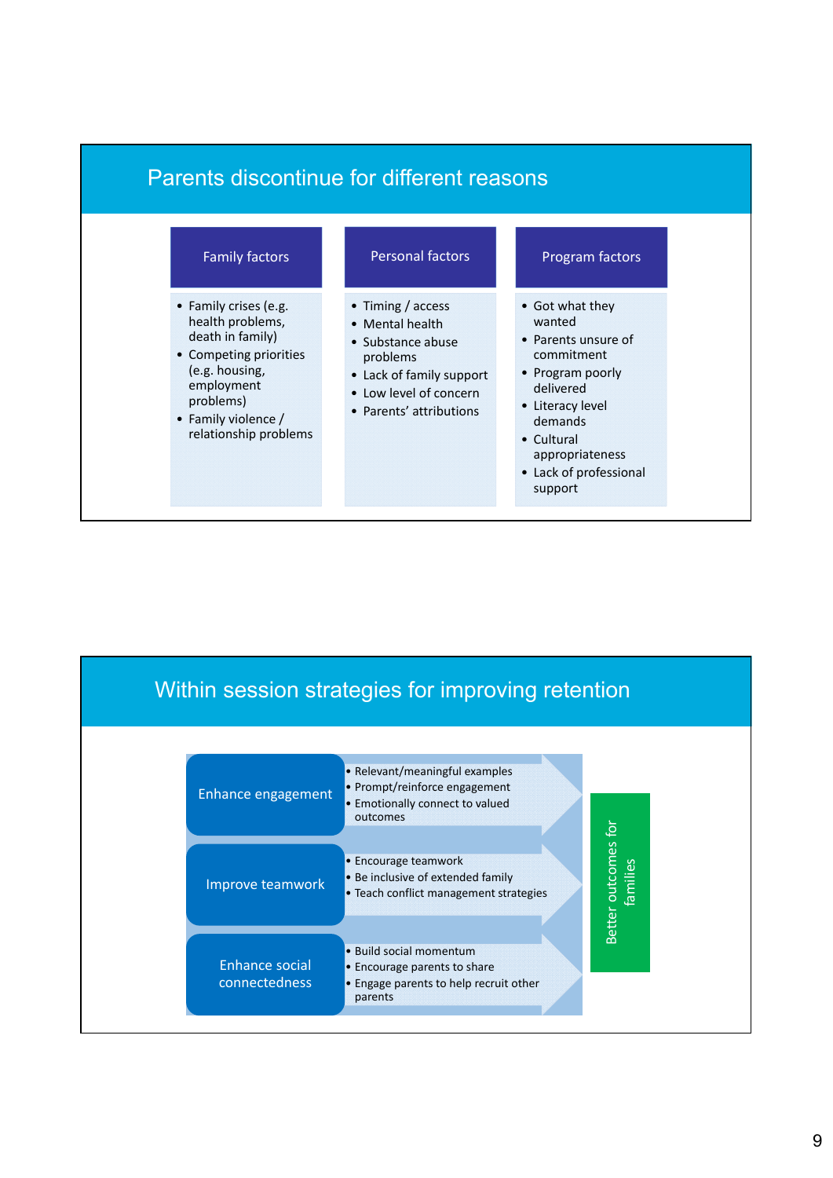## Parents discontinue for different reasons

### Family factors

- Family crises (e.g. health problems, death in family)
- Competing priorities (e.g. housing, employment problems)
- Family violence / relationship problems

### Personal factors

- Timing / access
- Mental health
- Substance abuse problems
- Lack of family support
- Low level of concern
- Parents' attributions

### Program factors

- Got what they wanted
- Parents unsure of commitment
- Program poorly delivered
- Literacy level demands
- Cultural appropriateness
- Lack of professional support

## Within session strategies for improving retention

### Enhance engagement

- Relevant/meaningful examples
- Prompt/reinforce engagement
- Emotionally connect to valued outcomes

### Improve teamwork

- Encourage teamwork
- Be inclusive of extended family
- Teach conflict management strategies

### Enhance social connectedness

- Build social momentum
- Encourage parents to share
- Engage parents to help recruit other parents

Better outcomes for families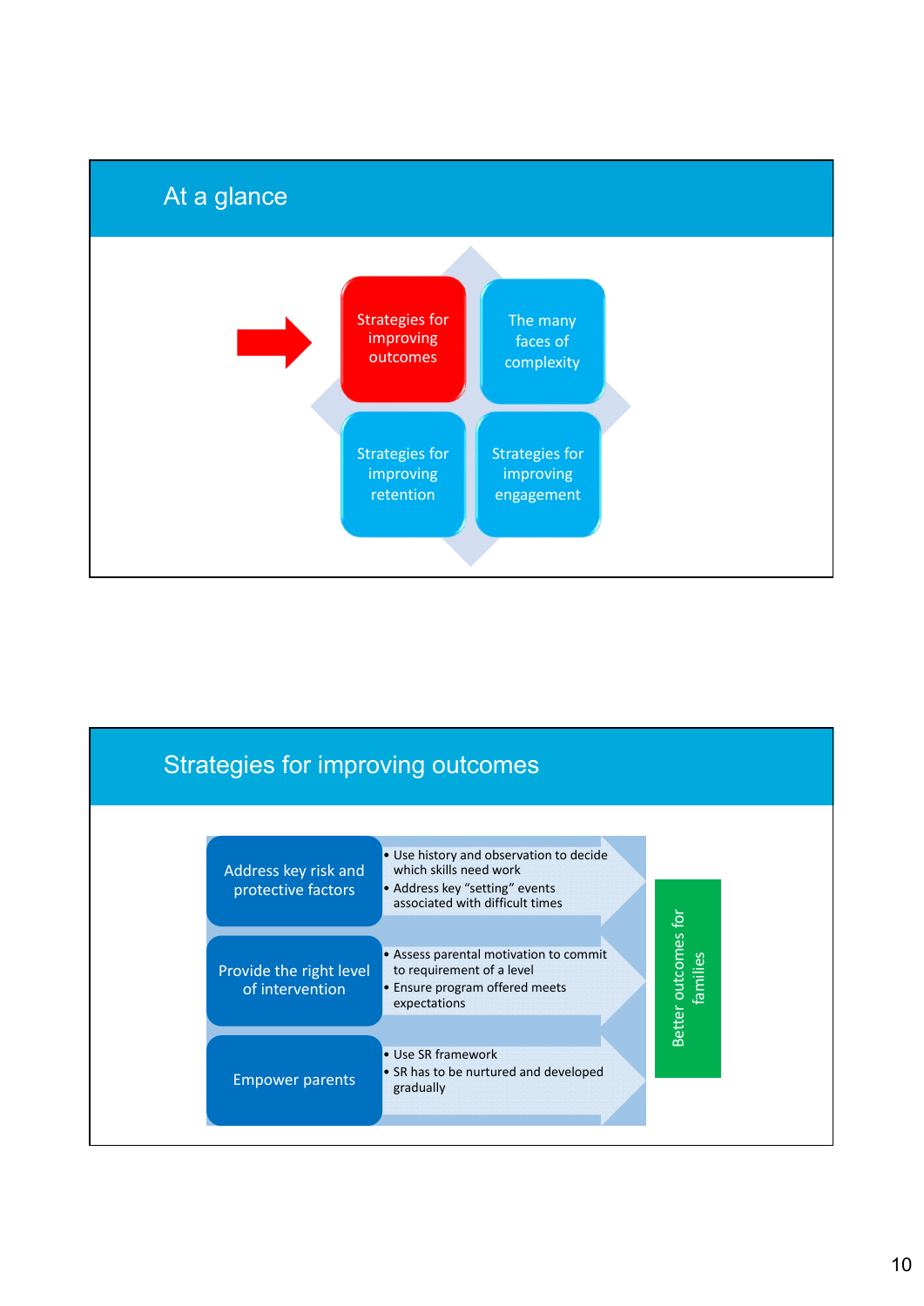## At a glance

- Strategies for improving outcomes
- The many faces of complexity
- Strategies for improving retention
- Strategies for improving engagement

## Strategies for improving outcomes

**Address key risk and protective factors**
- Use history and observation to decide which skills need work
- Address key "setting" events associated with difficult times

**Provide the right level of intervention**
- Assess parental motivation to commit to requirement of a level
- Ensure program offered meets expectations

**Empower parents**
- Use SR framework
- SR has to be nurtured and developed gradually

Better outcomes for families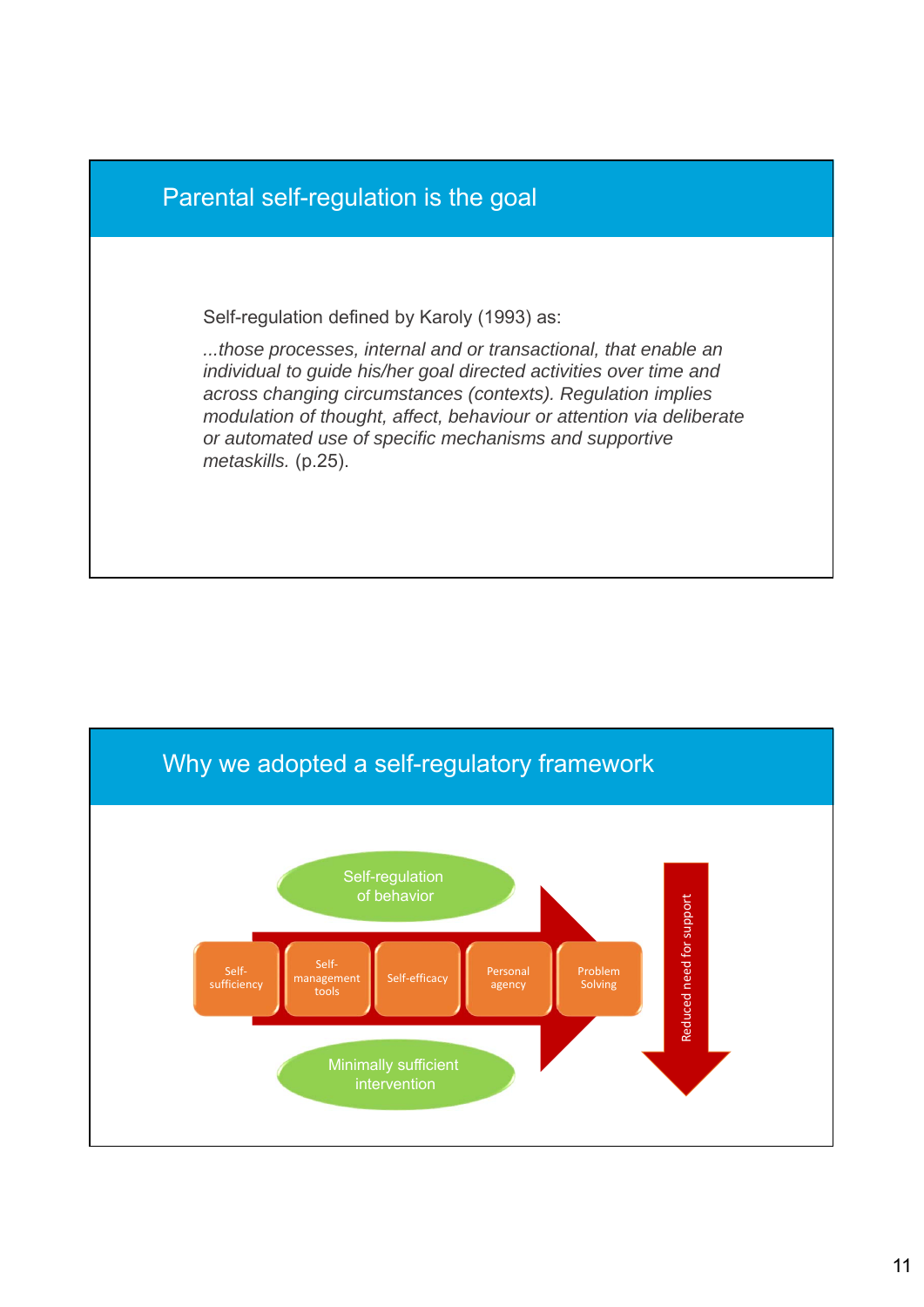## Parental self-regulation is the goal

Self-regulation defined by Karoly (1993) as:

*...those processes, internal and or transactional, that enable an individual to guide his/her goal directed activities over time and across changing circumstances (contexts). Regulation implies modulation of thought, affect, behaviour or attention via deliberate or automated use of specific mechanisms and supportive metaskills.* (p.25).

## Why we adopted a self-regulatory framework

Self-regulation of behavior

Self-sufficiency | Self-management tools | Self-efficacy | Personal agency | Problem Solving

Minimally sufficient intervention

Reduced need for support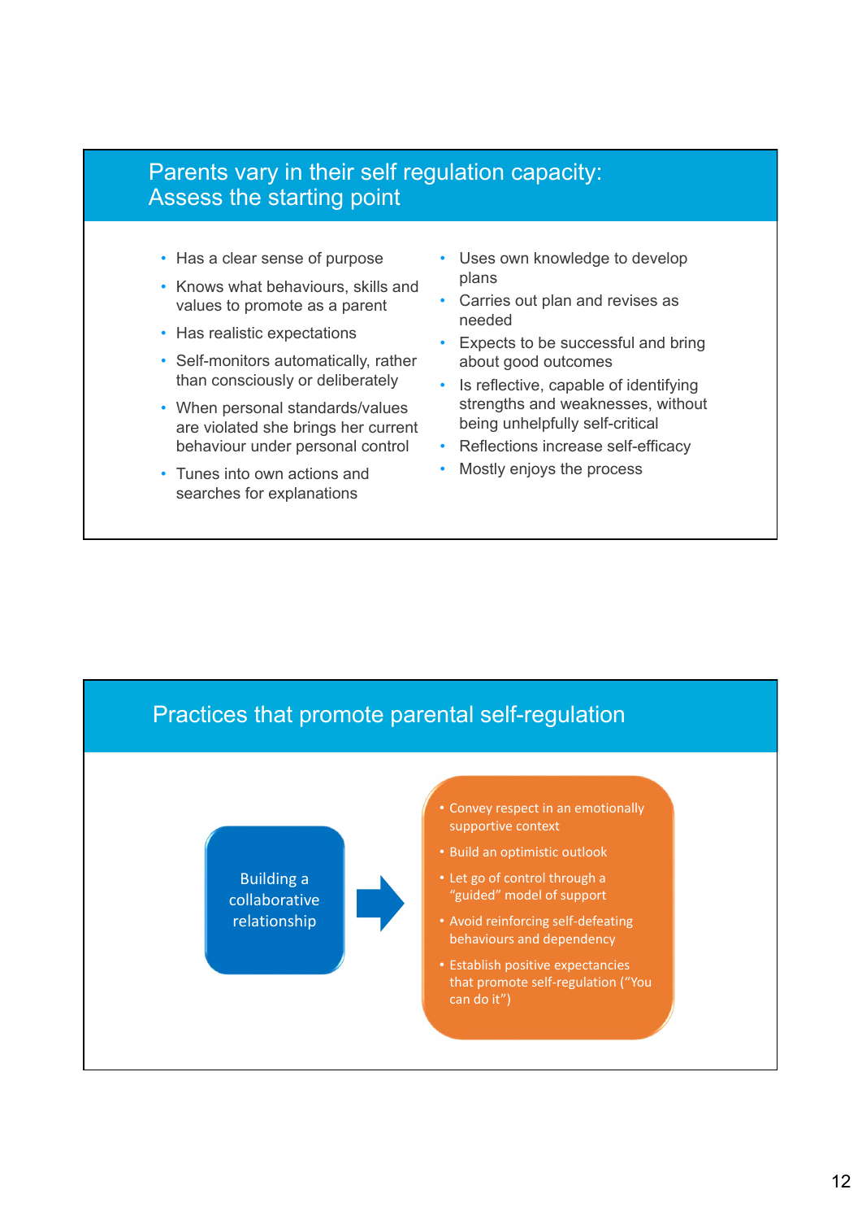## Parents vary in their self regulation capacity: Assess the starting point

- Has a clear sense of purpose
- Knows what behaviours, skills and values to promote as a parent
- Has realistic expectations
- Self-monitors automatically, rather than consciously or deliberately
- When personal standards/values are violated she brings her current behaviour under personal control
- Tunes into own actions and searches for explanations
- Uses own knowledge to develop plans
- Carries out plan and revises as needed
- Expects to be successful and bring about good outcomes
- Is reflective, capable of identifying strengths and weaknesses, without being unhelpfully self-critical
- Reflections increase self-efficacy
- Mostly enjoys the process

## Practices that promote parental self-regulation

Building a collaborative relationship →

- Convey respect in an emotionally supportive context
- Build an optimistic outlook
- Let go of control through a "guided" model of support
- Avoid reinforcing self-defeating behaviours and dependency
- Establish positive expectancies that promote self-regulation ("You can do it")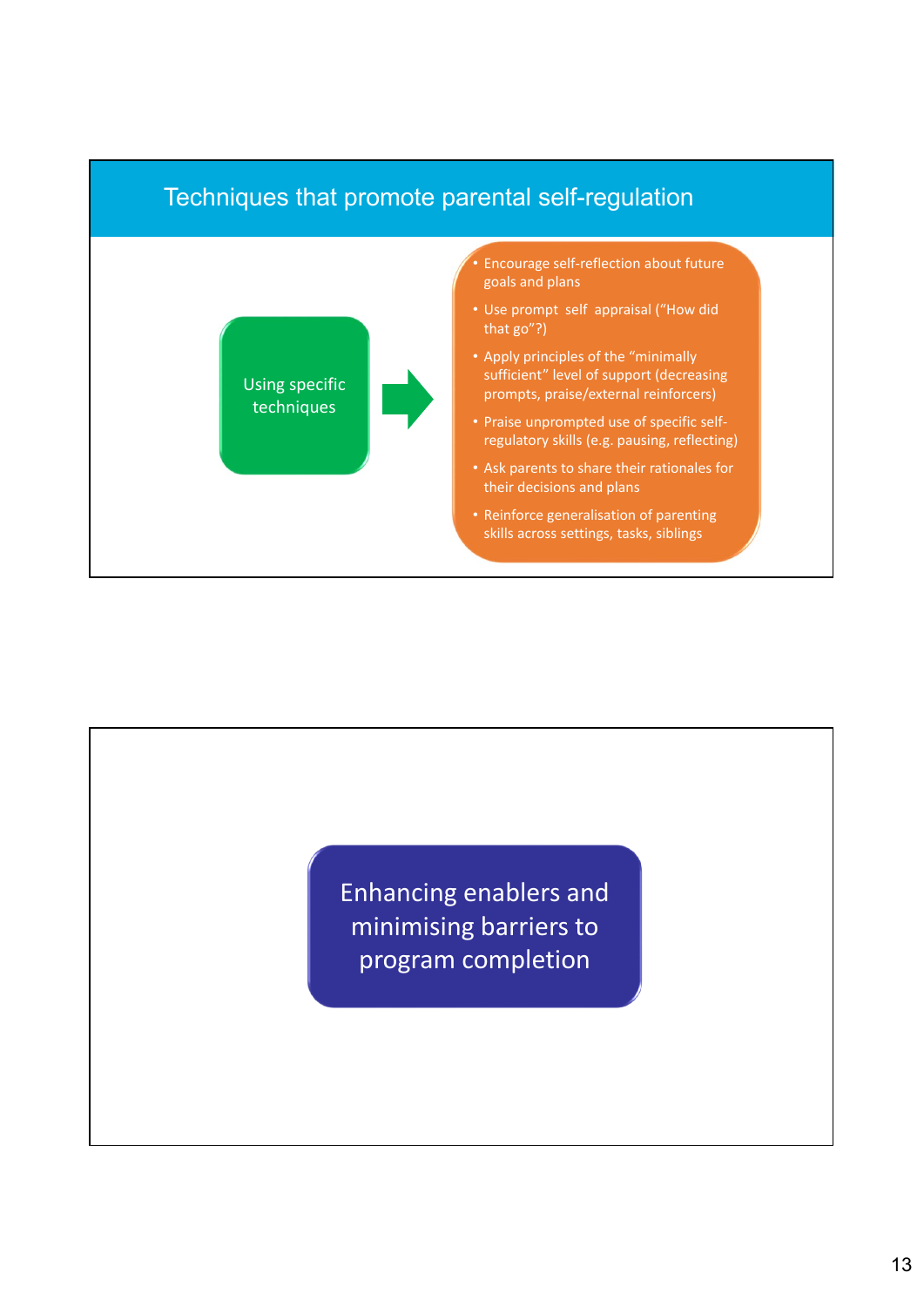## Techniques that promote parental self-regulation

Using specific techniques

- Encourage self-reflection about future goals and plans
- Use prompt self appraisal ("How did that go"?)
- Apply principles of the "minimally sufficient" level of support (decreasing prompts, praise/external reinforcers)
- Praise unprompted use of specific self-regulatory skills (e.g. pausing, reflecting)
- Ask parents to share their rationales for their decisions and plans
- Reinforce generalisation of parenting skills across settings, tasks, siblings

## Enhancing enablers and minimising barriers to program completion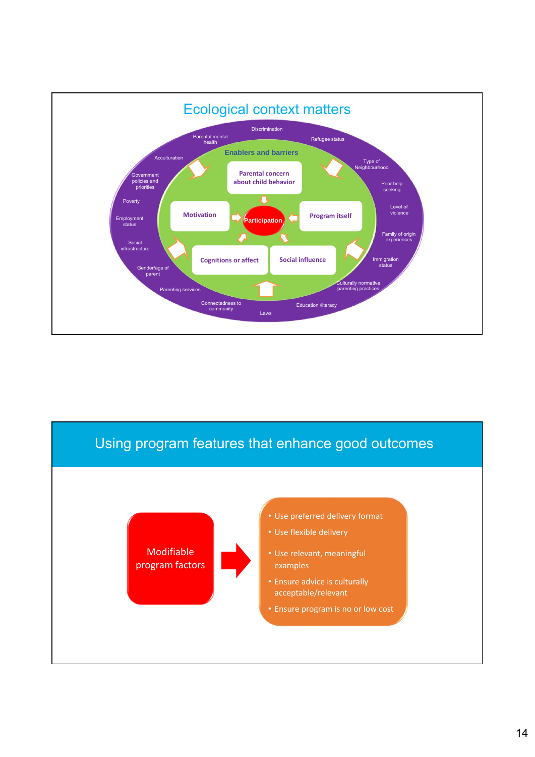## Ecological context matters

Discrimination

Parental mental health

Refugee status

Acculturation

Type of Neighbourhood

Government policies and priorities

Prior help seeking

Poverty

Level of violence

Employment status

Family of origin experiences

Social infrastructure

Immigration status

Gender/age of parent

Culturally normative parenting practices

Parenting services

Connectedness to community

Education /literacy

Laws

**Enablers and barriers**

- Parental concern about child behavior
- Motivation
- Participation
- Program itself
- Cognitions or affect
- Social influence

## Using program features that enhance good outcomes

Modifiable program factors →

- Use preferred delivery format
- Use flexible delivery
- Use relevant, meaningful examples
- Ensure advice is culturally acceptable/relevant
- Ensure program is no or low cost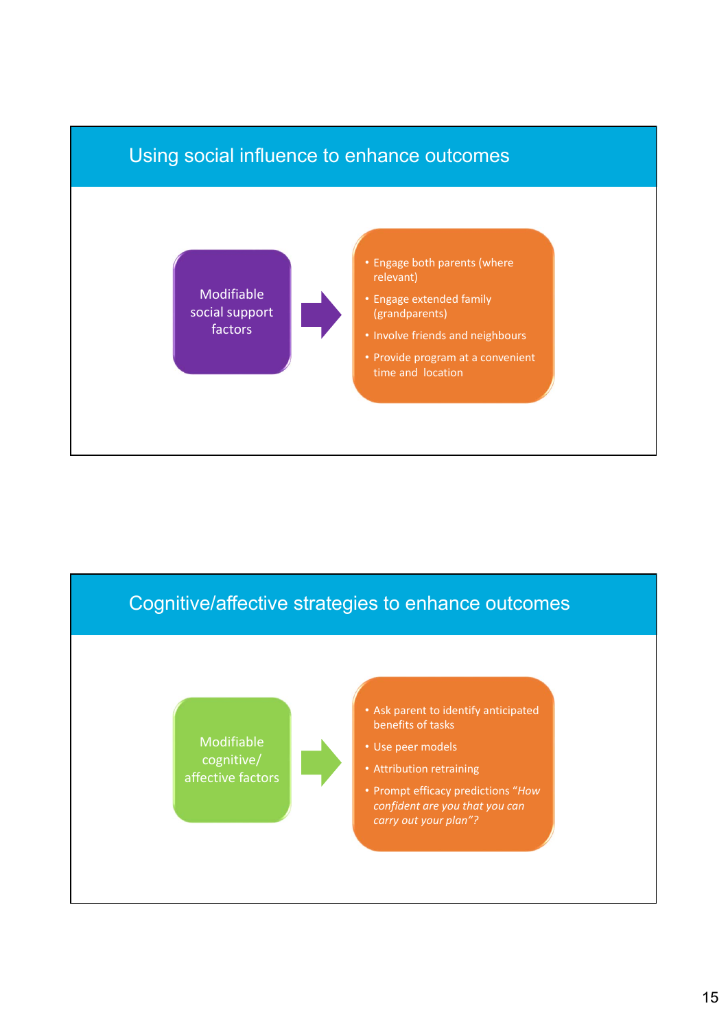## Using social influence to enhance outcomes

Modifiable social support factors

- Engage both parents (where relevant)
- Engage extended family (grandparents)
- Involve friends and neighbours
- Provide program at a convenient time and location

## Cognitive/affective strategies to enhance outcomes

Modifiable cognitive/ affective factors

- Ask parent to identify anticipated benefits of tasks
- Use peer models
- Attribution retraining
- Prompt efficacy predictions *"How confident are you that you can carry out your plan"?*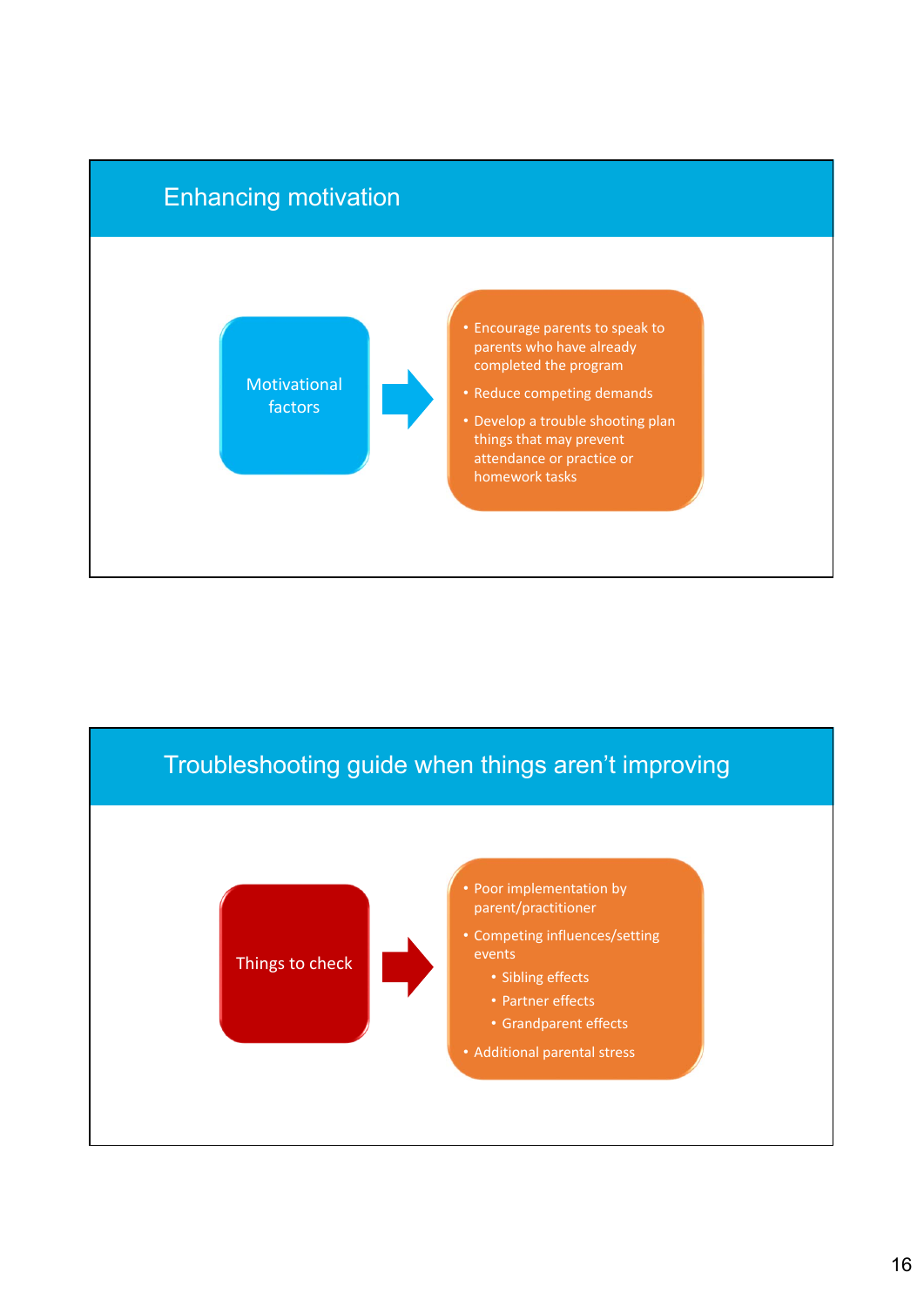## Enhancing motivation

**Motivational factors** →

- Encourage parents to speak to parents who have already completed the program
- Reduce competing demands
- Develop a trouble shooting plan things that may prevent attendance or practice or homework tasks

## Troubleshooting guide when things aren't improving

**Things to check** →

- Poor implementation by parent/practitioner
- Competing influences/setting events
  - Sibling effects
  - Partner effects
  - Grandparent effects
- Additional parental stress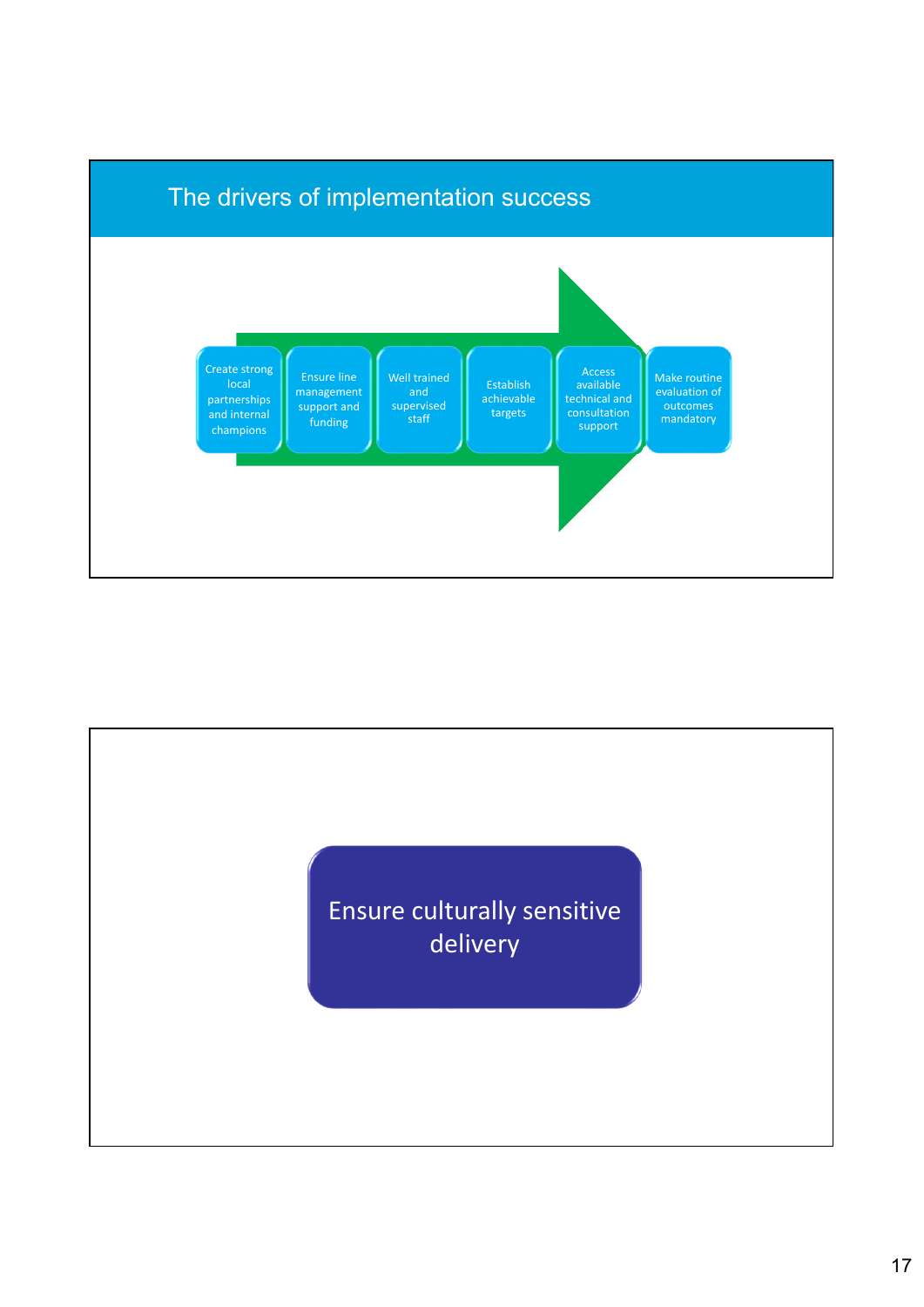## The drivers of implementation success

- Create strong local partnerships and internal champions
- Ensure line management support and funding
- Well trained and supervised staff
- Establish achievable targets
- Access available technical and consultation support
- Make routine evaluation of outcomes mandatory

Ensure culturally sensitive delivery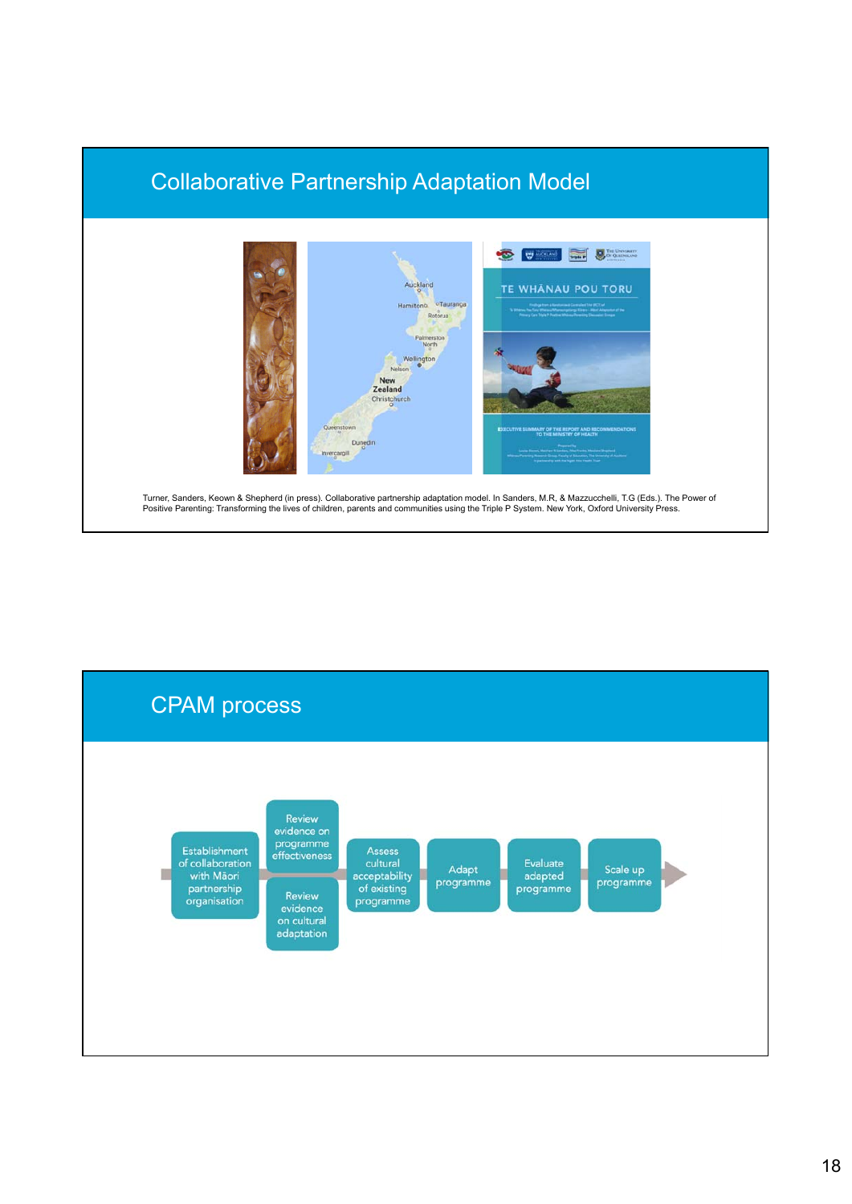## Collaborative Partnership Adaptation Model

Turner, Sanders, Keown & Shepherd (in press). Collaborative partnership adaptation model. In Sanders, M.R, & Mazzucchelli, T.G (Eds.). The Power of Positive Parenting: Transforming the lives of children, parents and communities using the Triple P System. New York, Oxford University Press.

## CPAM process

- Establishment of collaboration with Māori partnership organisation
- Review evidence on programme effectiveness
- Review evidence on cultural adaptation
- Assess cultural acceptability of existing programme
- Adapt programme
- Evaluate adapted programme
- Scale up programme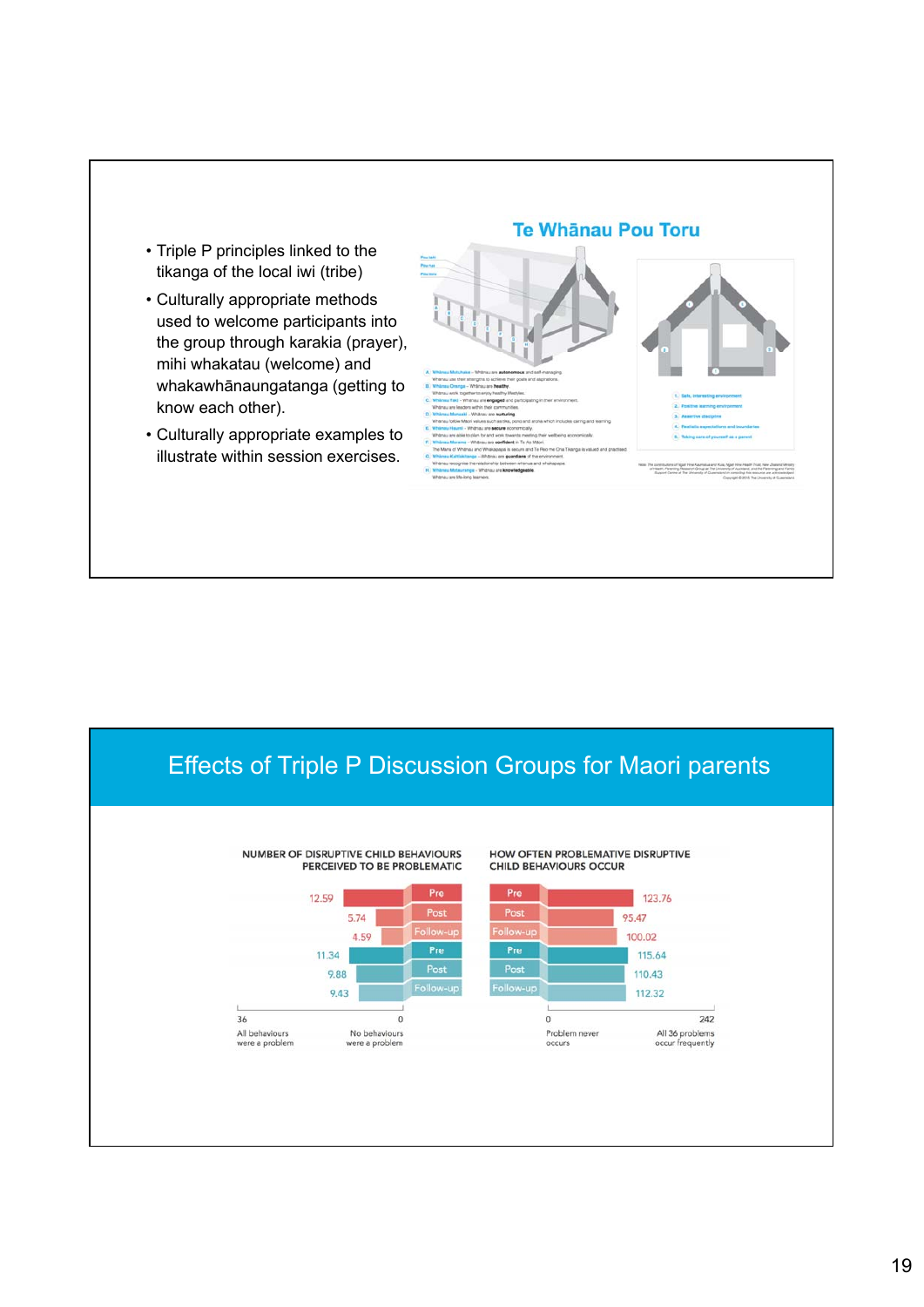- Triple P principles linked to the tikanga of the local iwi (tribe)
- Culturally appropriate methods used to welcome participants into the group through karakia (prayer), mihi whakatau (welcome) and whakawhānaungatanga (getting to know each other).
- Culturally appropriate examples to illustrate within session exercises.

## Te Whānau Pou Toru

## Effects of Triple P Discussion Groups for Maori parents

| | NUMBER OF DISRUPTIVE CHILD BEHAVIOURS PERCEIVED TO BE PROBLEMATIC | HOW OFTEN PROBLEMATIVE DISRUPTIVE CHILD BEHAVIOURS OCCUR |
|---|---|---|
| Pre | 12.59 | 123.76 |
| Post | 5.74 | 95.47 |
| Follow-up | 4.59 | 100.02 |
| Pre | 11.34 | 115.64 |
| Post | 9.88 | 110.43 |
| Follow-up | 9.43 | 112.32 |

Left scale: 36 (All behaviours were a problem) – 0 (No behaviours were a problem)

Right scale: 0 (Problem never occurs) – 242 (All 36 problems occur frequently)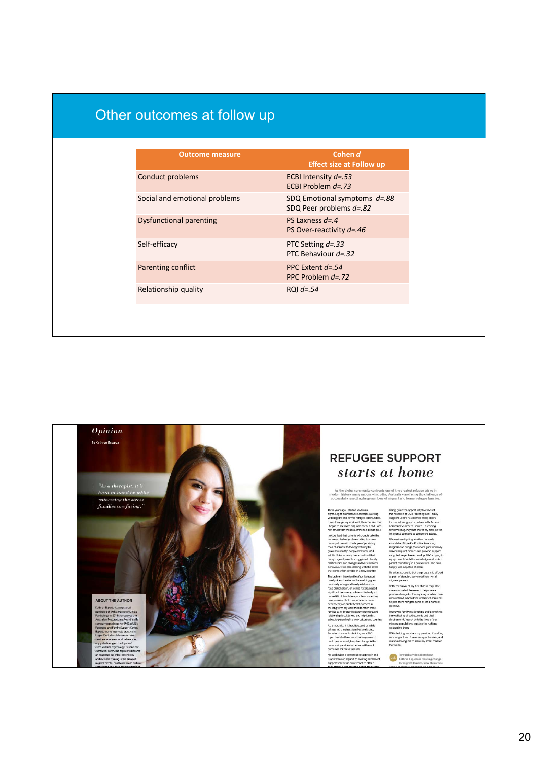# Other outcomes at follow up

| Outcome measure | Cohen *d* Effect size at Follow up |
|---|---|
| Conduct problems | ECBI Intensity *d=.53*<br>ECBI Problem *d=.73* |
| Social and emotional problems | SDQ Emotional symptoms *d=.88*<br>SDQ Peer problems *d=.82* |
| Dysfunctional parenting | PS Laxness *d=.4*<br>PS Over-reactivity *d=.46* |
| Self-efficacy | PTC Setting *d=.33*<br>PTC Behaviour *d=.32* |
| Parenting conflict | PPC Extent *d=.54*<br>PPC Problem *d=.72* |
| Relationship quality | RQI *d=.54* |

*Opinion*

By Kathryn Esparza

*"As a therapist, it is hard to stand by while witnessing the stress families are facing."*

# REFUGEE SUPPORT *starts at home*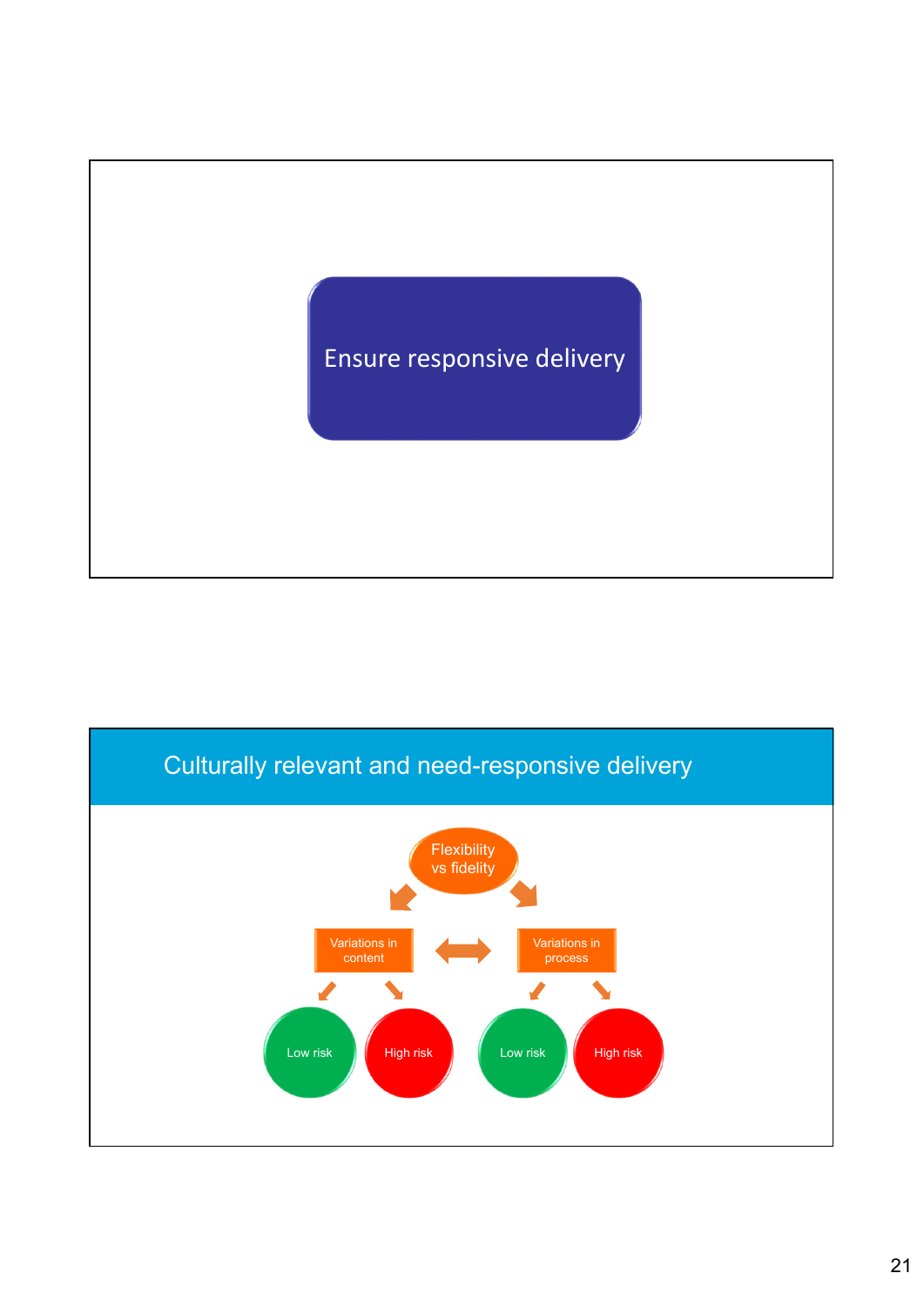Ensure responsive delivery

## Culturally relevant and need-responsive delivery

Flexibility vs fidelity

Variations in content

Variations in process

Low risk

High risk

Low risk

High risk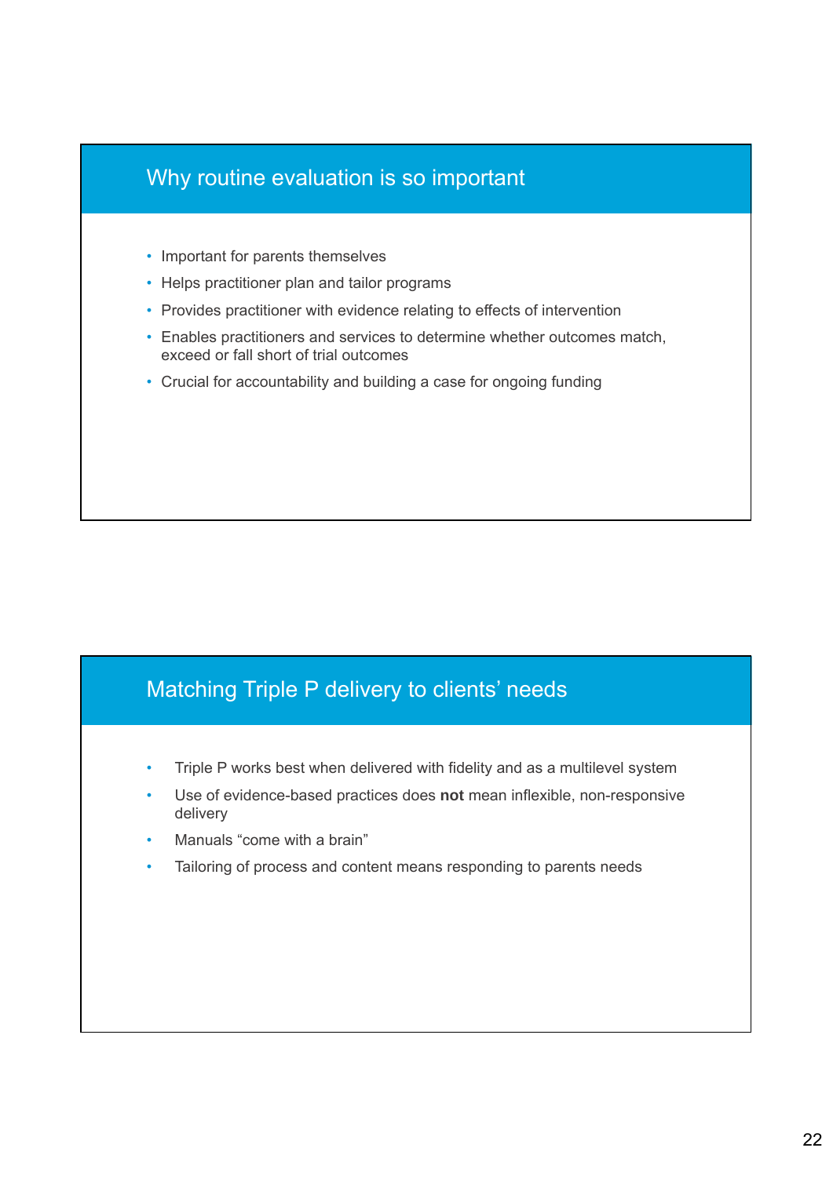## Why routine evaluation is so important

- Important for parents themselves
- Helps practitioner plan and tailor programs
- Provides practitioner with evidence relating to effects of intervention
- Enables practitioners and services to determine whether outcomes match, exceed or fall short of trial outcomes
- Crucial for accountability and building a case for ongoing funding

## Matching Triple P delivery to clients' needs

- Triple P works best when delivered with fidelity and as a multilevel system
- Use of evidence-based practices does **not** mean inflexible, non-responsive delivery
- Manuals "come with a brain"
- Tailoring of process and content means responding to parents needs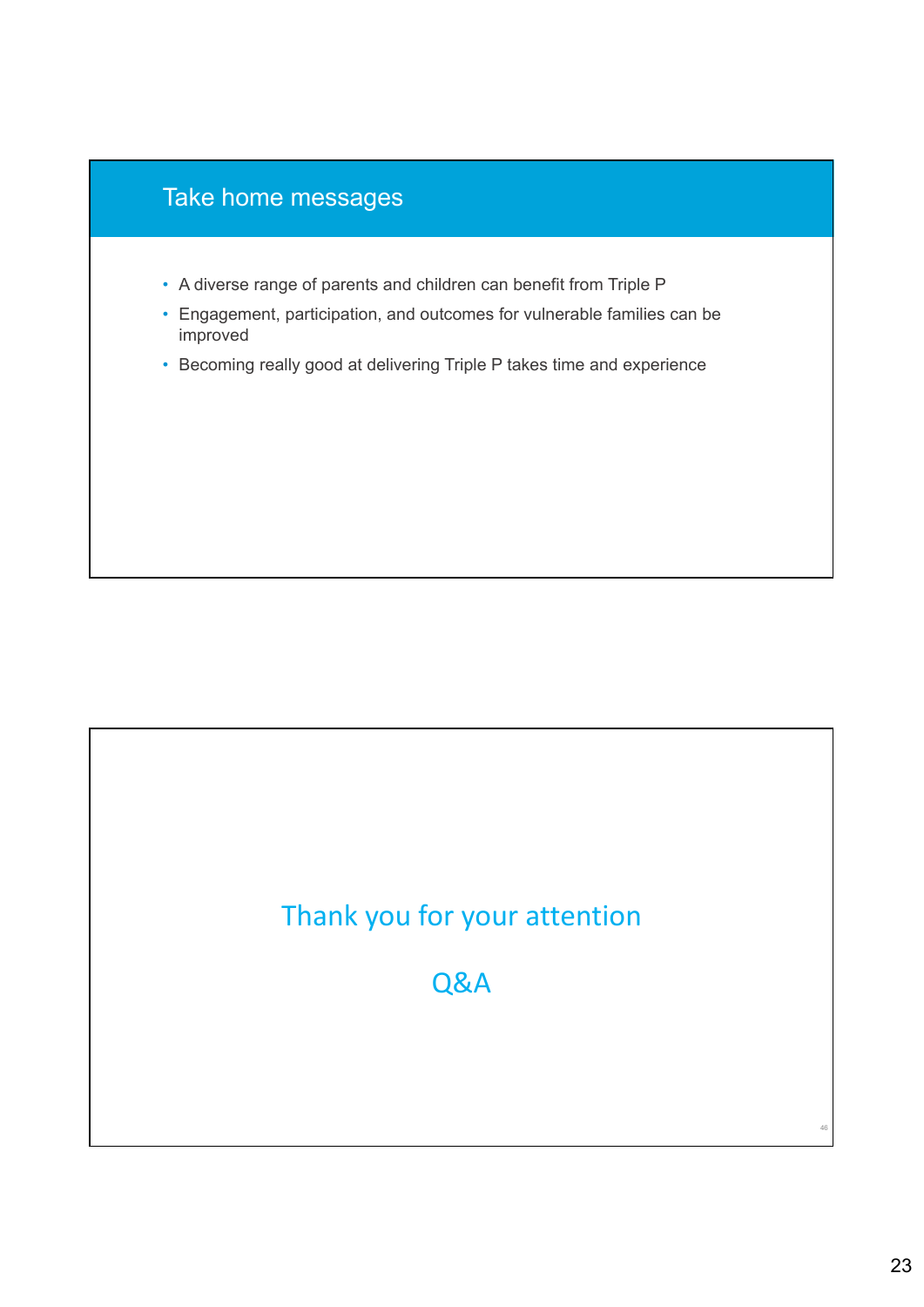## Take home messages

- A diverse range of parents and children can benefit from Triple P
- Engagement, participation, and outcomes for vulnerable families can be improved
- Becoming really good at delivering Triple P takes time and experience

Thank you for your attention

Q&A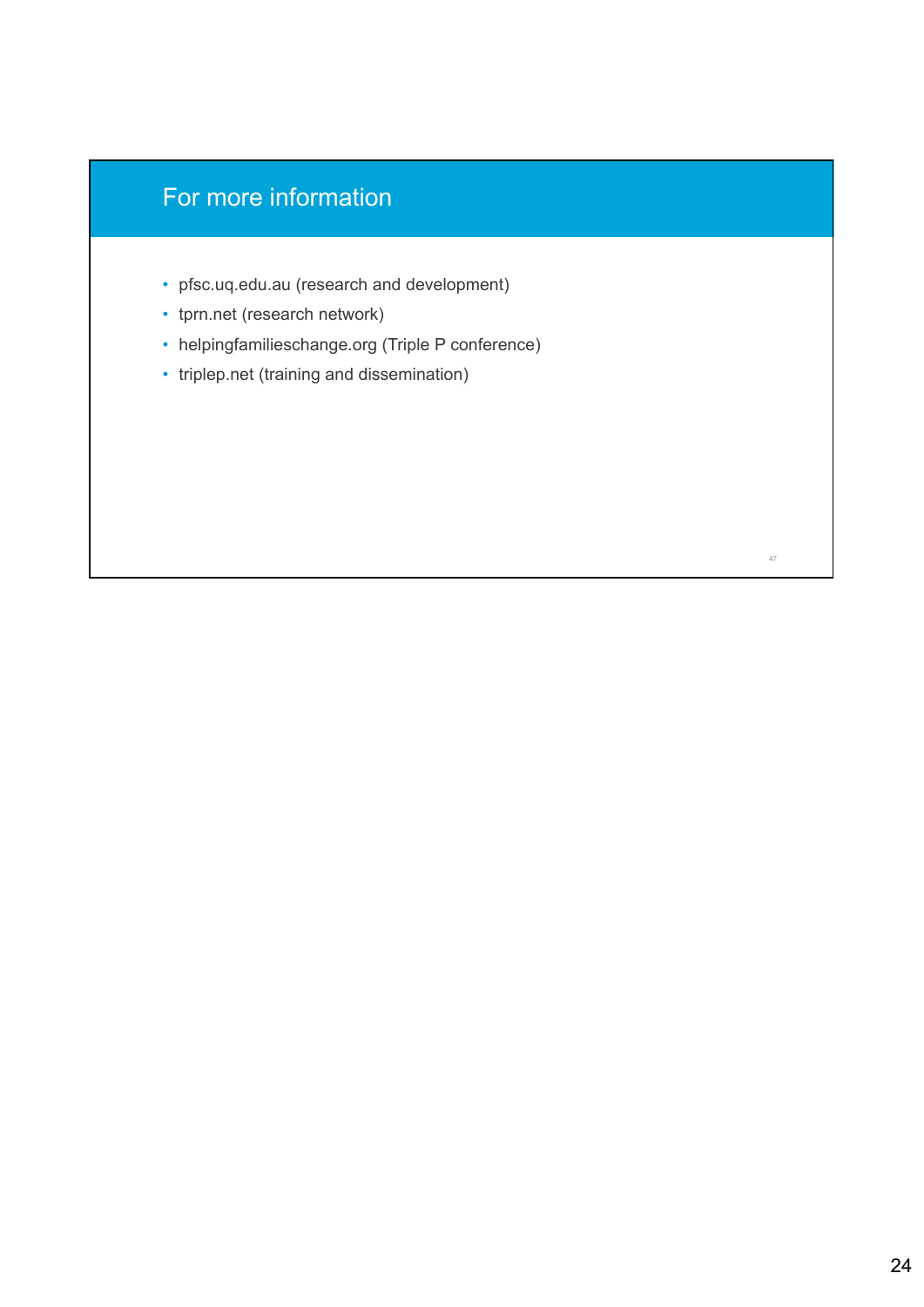## For more information

- pfsc.uq.edu.au (research and development)
- tprn.net (research network)
- helpingfamilieschange.org (Triple P conference)
- triplep.net (training and dissemination)